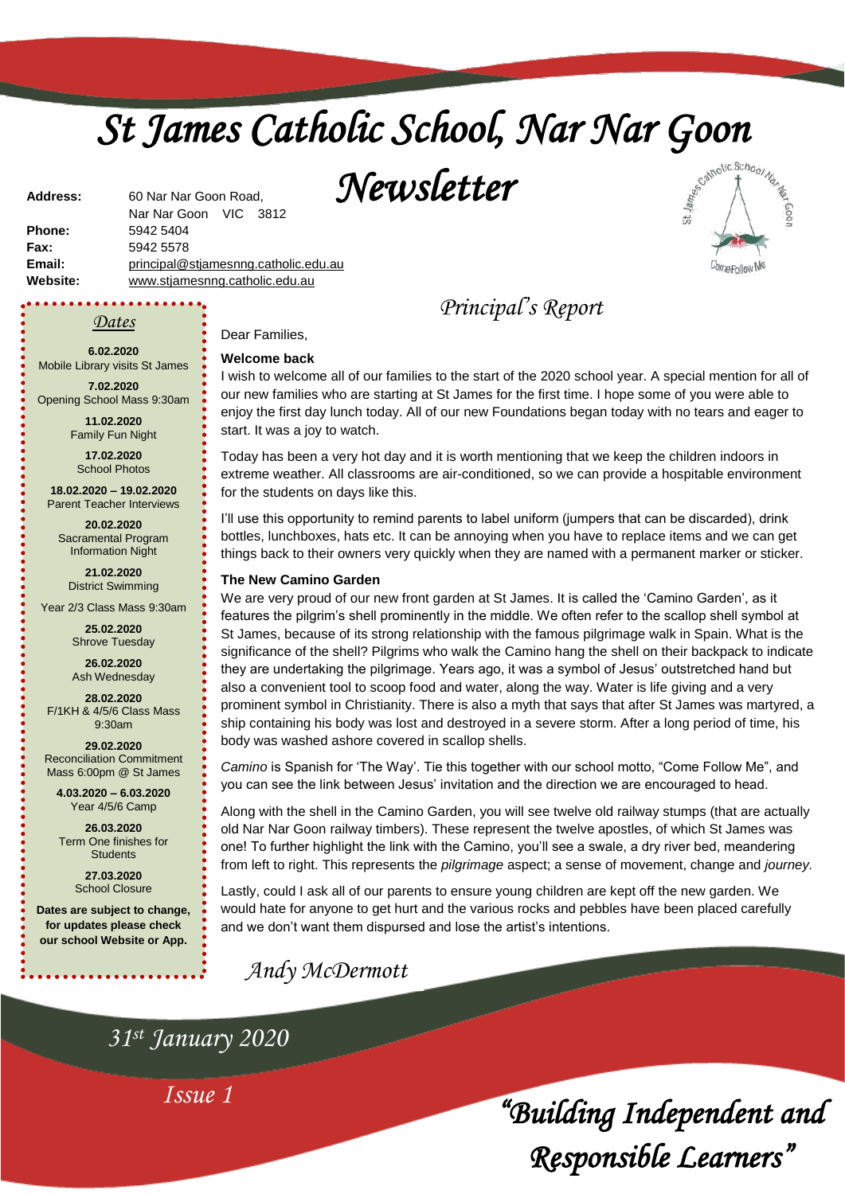# St James Catholic School, Nar Nar Goon Newsletter

**Address:** 60 Nar Nar Goon Road, Nar Nar Goon VIC 3812
**Phone:** 5942 5404
**Fax:** 5942 5578
**Email:** principal@stjamesnng.catholic.edu.au
**Website:** www.stjamesnng.catholic.edu.au

## Principal's Report

Dear Families,

**Welcome back**

I wish to welcome all of our families to the start of the 2020 school year. A special mention for all of our new families who are starting at St James for the first time. I hope some of you were able to enjoy the first day lunch today. All of our new Foundations began today with no tears and eager to start. It was a joy to watch.

Today has been a very hot day and it is worth mentioning that we keep the children indoors in extreme weather. All classrooms are air-conditioned, so we can provide a hospitable environment for the students on days like this.

I'll use this opportunity to remind parents to label uniform (jumpers that can be discarded), drink bottles, lunchboxes, hats etc. It can be annoying when you have to replace items and we can get things back to their owners very quickly when they are named with a permanent marker or sticker.

**The New Camino Garden**

We are very proud of our new front garden at St James. It is called the 'Camino Garden', as it features the pilgrim's shell prominently in the middle. We often refer to the scallop shell symbol at St James, because of its strong relationship with the famous pilgrimage walk in Spain. What is the significance of the shell? Pilgrims who walk the Camino hang the shell on their backpack to indicate they are undertaking the pilgrimage. Years ago, it was a symbol of Jesus' outstretched hand but also a convenient tool to scoop food and water, along the way. Water is life giving and a very prominent symbol in Christianity. There is also a myth that says that after St James was martyred, a ship containing his body was lost and destroyed in a severe storm. After a long period of time, his body was washed ashore covered in scallop shells.

*Camino* is Spanish for 'The Way'. Tie this together with our school motto, "Come Follow Me", and you can see the link between Jesus' invitation and the direction we are encouraged to head.

Along with the shell in the Camino Garden, you will see twelve old railway stumps (that are actually old Nar Nar Goon railway timbers). These represent the twelve apostles, of which St James was one! To further highlight the link with the Camino, you'll see a swale, a dry river bed, meandering from left to right. This represents the *pilgrimage* aspect; a sense of movement, change and *journey.*

Lastly, could I ask all of our parents to ensure young children are kept off the new garden. We would hate for anyone to get hurt and the various rocks and pebbles have been placed carefully and we don't want them dispursed and lose the artist's intentions.

*Andy McDermott*

## Dates

**6.02.2020**
Mobile Library visits St James

**7.02.2020**
Opening School Mass 9:30am

**11.02.2020**
Family Fun Night

**17.02.2020**
School Photos

**18.02.2020 – 19.02.2020**
Parent Teacher Interviews

**20.02.2020**
Sacramental Program Information Night

**21.02.2020**
District Swimming

Year 2/3 Class Mass 9:30am

**25.02.2020**
Shrove Tuesday

**26.02.2020**
Ash Wednesday

**28.02.2020**
F/1KH & 4/5/6 Class Mass 9:30am

**29.02.2020**
Reconciliation Commitment Mass 6:00pm @ St James

**4.03.2020 – 6.03.2020**
Year 4/5/6 Camp

**26.03.2020**
Term One finishes for Students

**27.03.2020**
School Closure

**Dates are subject to change, for updates please check our school Website or App.**

*31st January 2020*

*Issue 1*

*"Building Independent and Responsible Learners"*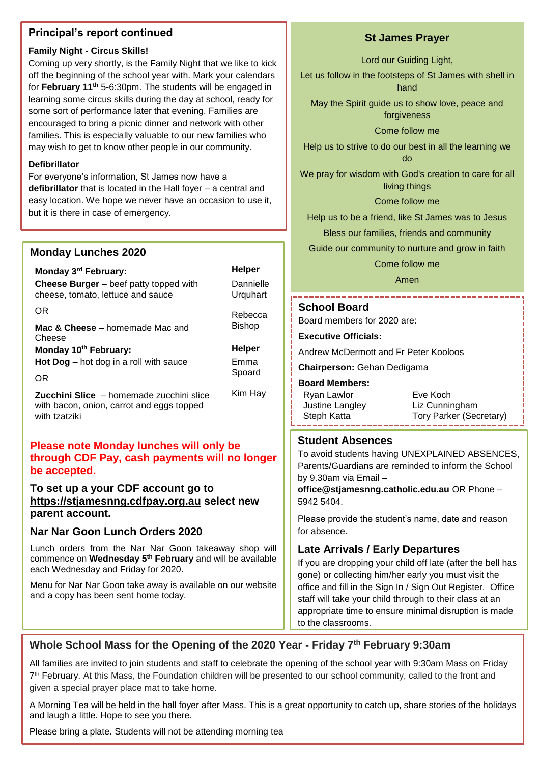## Principal's report continued

**Family Night - Circus Skills!**

Coming up very shortly, is the Family Night that we like to kick off the beginning of the school year with. Mark your calendars for **February 11th** 5-6:30pm. The students will be engaged in learning some circus skills during the day at school, ready for some sort of performance later that evening. Families are encouraged to bring a picnic dinner and network with other families. This is especially valuable to our new families who may wish to get to know other people in our community.

**Defibrillator**

For everyone's information, St James now have a **defibrillator** that is located in the Hall foyer – a central and easy location. We hope we never have an occasion to use it, but it is there in case of emergency.

## Monday Lunches 2020

| | Helper |
|---|---|
| **Monday 3rd February:** | |
| **Cheese Burger** – beef patty topped with cheese, tomato, lettuce and sauce | Dannielle Urquhart |
| OR | Rebecca Bishop |
| **Mac & Cheese** – homemade Mac and Cheese | |
| **Monday 10th February:** | **Helper** |
| **Hot Dog** – hot dog in a roll with sauce | Emma Spoard |
| OR | |
| **Zucchini Slice** – homemade zucchini slice with bacon, onion, carrot and eggs topped with tzatziki | Kim Hay |

**Please note Monday lunches will only be through CDF Pay, cash payments will no longer be accepted.**

**To set up a your CDF account go to https://stjamesnng.cdfpay.org.au select new parent account.**

## Nar Nar Goon Lunch Orders 2020

Lunch orders from the Nar Nar Goon takeaway shop will commence on **Wednesday 5th February** and will be available each Wednesday and Friday for 2020.

Menu for Nar Nar Goon take away is available on our website and a copy has been sent home today.

## St James Prayer

Lord our Guiding Light,

Let us follow in the footsteps of St James with shell in hand

May the Spirit guide us to show love, peace and forgiveness

Come follow me

Help us to strive to do our best in all the learning we do

We pray for wisdom with God's creation to care for all living things

Come follow me

Help us to be a friend, like St James was to Jesus

Bless our families, friends and community

Guide our community to nurture and grow in faith

Come follow me

Amen

## School Board

Board members for 2020 are:

**Executive Officials:**

Andrew McDermott and Fr Peter Kooloos

**Chairperson:** Gehan Dedigama

**Board Members:**

| | |
|---|---|
| Ryan Lawlor | Eve Koch |
| Justine Langley | Liz Cunningham |
| Steph Katta | Tory Parker (Secretary) |

## Student Absences

To avoid students having UNEXPLAINED ABSENCES, Parents/Guardians are reminded to inform the School by 9.30am via Email – **office@stjamesnng.catholic.edu.au** OR Phone – 5942 5404.

Please provide the student's name, date and reason for absence.

## Late Arrivals / Early Departures

If you are dropping your child off late (after the bell has gone) or collecting him/her early you must visit the office and fill in the Sign In / Sign Out Register. Office staff will take your child through to their class at an appropriate time to ensure minimal disruption is made to the classrooms.

## Whole School Mass for the Opening of the 2020 Year - Friday 7th February 9:30am

All families are invited to join students and staff to celebrate the opening of the school year with 9:30am Mass on Friday 7th February. At this Mass, the Foundation children will be presented to our school community, called to the front and given a special prayer place mat to take home.

A Morning Tea will be held in the hall foyer after Mass. This is a great opportunity to catch up, share stories of the holidays and laugh a little. Hope to see you there.

Please bring a plate. Students will not be attending morning tea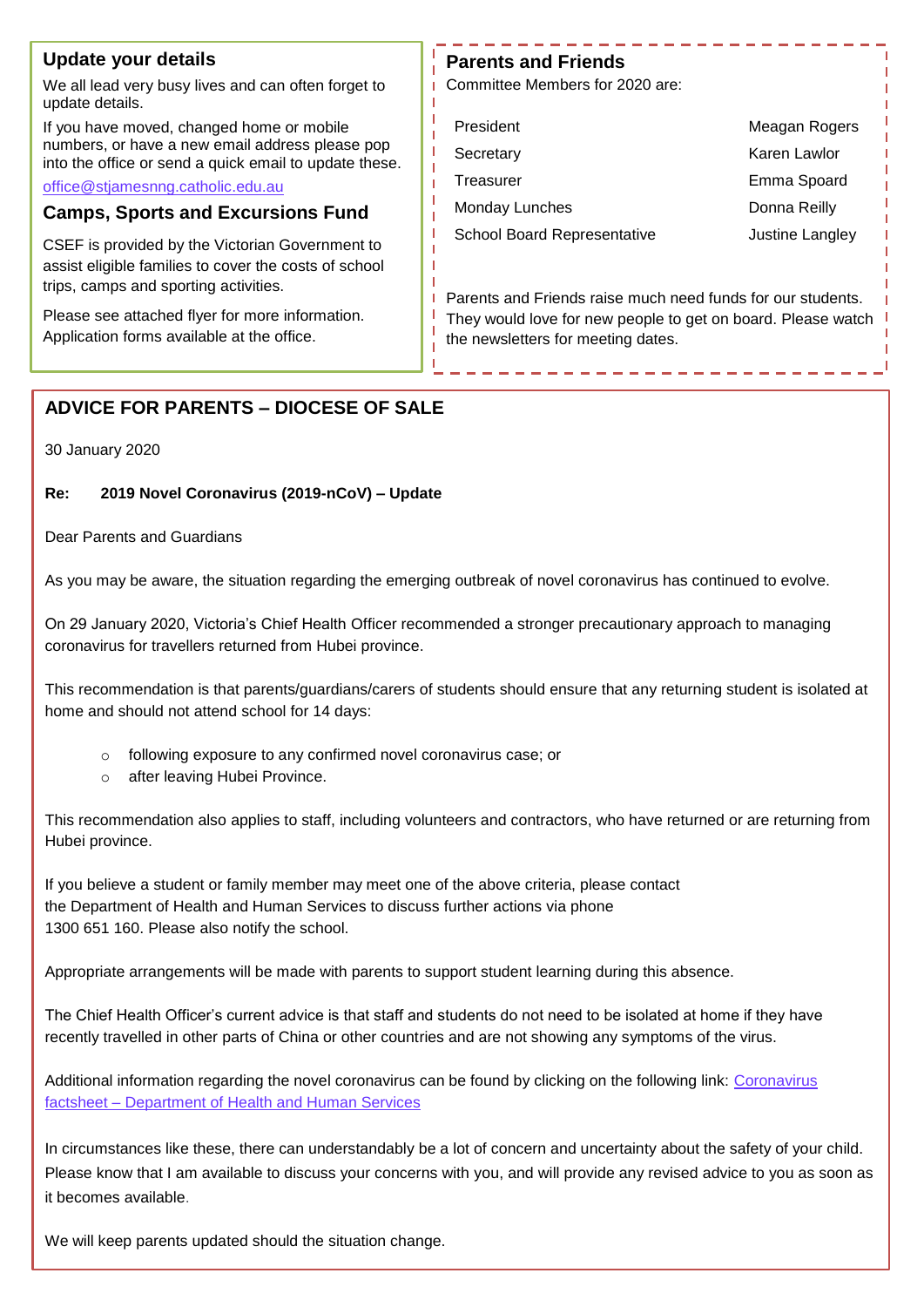## Update your details

We all lead very busy lives and can often forget to update details.

If you have moved, changed home or mobile numbers, or have a new email address please pop into the office or send a quick email to update these.

office@stjamesnng.catholic.edu.au

## Camps, Sports and Excursions Fund

CSEF is provided by the Victorian Government to assist eligible families to cover the costs of school trips, camps and sporting activities.

Please see attached flyer for more information. Application forms available at the office.

## Parents and Friends

Committee Members for 2020 are:

| | |
|---|---|
| President | Meagan Rogers |
| Secretary | Karen Lawlor |
| Treasurer | Emma Spoard |
| Monday Lunches | Donna Reilly |
| School Board Representative | Justine Langley |

Parents and Friends raise much need funds for our students. They would love for new people to get on board. Please watch the newsletters for meeting dates.

## ADVICE FOR PARENTS – DIOCESE OF SALE

30 January 2020

**Re: 2019 Novel Coronavirus (2019-nCoV) – Update**

Dear Parents and Guardians

As you may be aware, the situation regarding the emerging outbreak of novel coronavirus has continued to evolve.

On 29 January 2020, Victoria's Chief Health Officer recommended a stronger precautionary approach to managing coronavirus for travellers returned from Hubei province.

This recommendation is that parents/guardians/carers of students should ensure that any returning student is isolated at home and should not attend school for 14 days:

- following exposure to any confirmed novel coronavirus case; or
- after leaving Hubei Province.

This recommendation also applies to staff, including volunteers and contractors, who have returned or are returning from Hubei province.

If you believe a student or family member may meet one of the above criteria, please contact the Department of Health and Human Services to discuss further actions via phone 1300 651 160. Please also notify the school.

Appropriate arrangements will be made with parents to support student learning during this absence.

The Chief Health Officer's current advice is that staff and students do not need to be isolated at home if they have recently travelled in other parts of China or other countries and are not showing any symptoms of the virus.

Additional information regarding the novel coronavirus can be found by clicking on the following link: Coronavirus factsheet – Department of Health and Human Services

In circumstances like these, there can understandably be a lot of concern and uncertainty about the safety of your child. Please know that I am available to discuss your concerns with you, and will provide any revised advice to you as soon as it becomes available.

We will keep parents updated should the situation change.